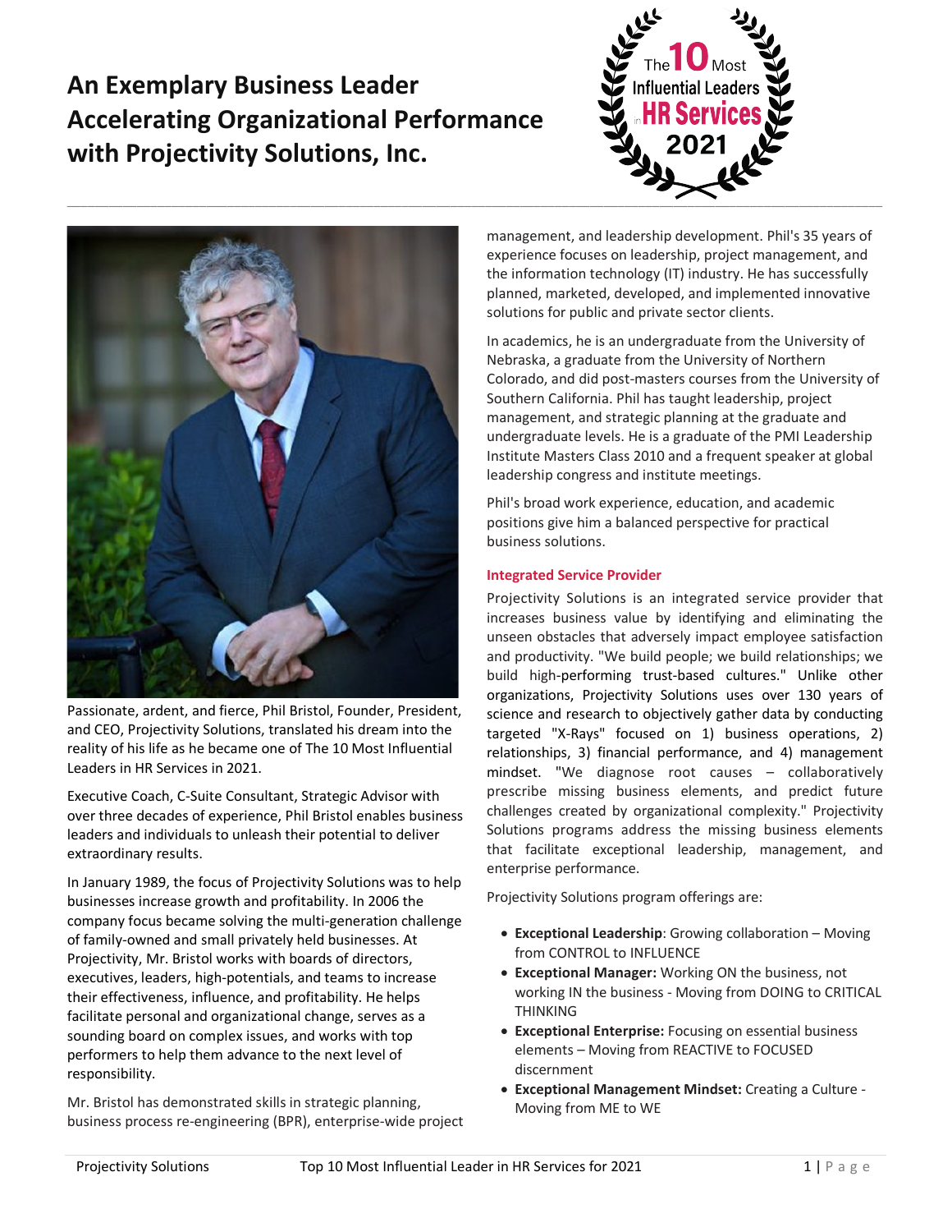# An Exemplary Business Leader Accelerating Organizational Performance with Projectivity Solutions, Inc.

The 10 Most Influential Leaders in HR Services 2021

Passionate, ardent, and fierce, Phil Bristol, Founder, President, and CEO, Projectivity Solutions, translated his dream into the reality of his life as he became one of The 10 Most Influential Leaders in HR Services in 2021.

Executive Coach, C-Suite Consultant, Strategic Advisor with over three decades of experience, Phil Bristol enables business leaders and individuals to unleash their potential to deliver extraordinary results.

In January 1989, the focus of Projectivity Solutions was to help businesses increase growth and profitability. In 2006 the company focus became solving the multi-generation challenge of family-owned and small privately held businesses. At Projectivity, Mr. Bristol works with boards of directors, executives, leaders, high-potentials, and teams to increase their effectiveness, influence, and profitability. He helps facilitate personal and organizational change, serves as a sounding board on complex issues, and works with top performers to help them advance to the next level of responsibility.

Mr. Bristol has demonstrated skills in strategic planning, business process re-engineering (BPR), enterprise-wide project management, and leadership development. Phil's 35 years of experience focuses on leadership, project management, and the information technology (IT) industry. He has successfully planned, marketed, developed, and implemented innovative solutions for public and private sector clients.

In academics, he is an undergraduate from the University of Nebraska, a graduate from the University of Northern Colorado, and did post-masters courses from the University of Southern California. Phil has taught leadership, project management, and strategic planning at the graduate and undergraduate levels. He is a graduate of the PMI Leadership Institute Masters Class 2010 and a frequent speaker at global leadership congress and institute meetings.

Phil's broad work experience, education, and academic positions give him a balanced perspective for practical business solutions.

### Integrated Service Provider

Projectivity Solutions is an integrated service provider that increases business value by identifying and eliminating the unseen obstacles that adversely impact employee satisfaction and productivity. "We build people; we build relationships; we build high-performing trust-based cultures." Unlike other organizations, Projectivity Solutions uses over 130 years of science and research to objectively gather data by conducting targeted "X-Rays" focused on 1) business operations, 2) relationships, 3) financial performance, and 4) management mindset. "We diagnose root causes – collaboratively prescribe missing business elements, and predict future challenges created by organizational complexity." Projectivity Solutions programs address the missing business elements that facilitate exceptional leadership, management, and enterprise performance.

Projectivity Solutions program offerings are:

- **Exceptional Leadership**: Growing collaboration – Moving from CONTROL to INFLUENCE
- **Exceptional Manager:** Working ON the business, not working IN the business - Moving from DOING to CRITICAL THINKING
- **Exceptional Enterprise:** Focusing on essential business elements – Moving from REACTIVE to FOCUSED discernment
- **Exceptional Management Mindset:** Creating a Culture - Moving from ME to WE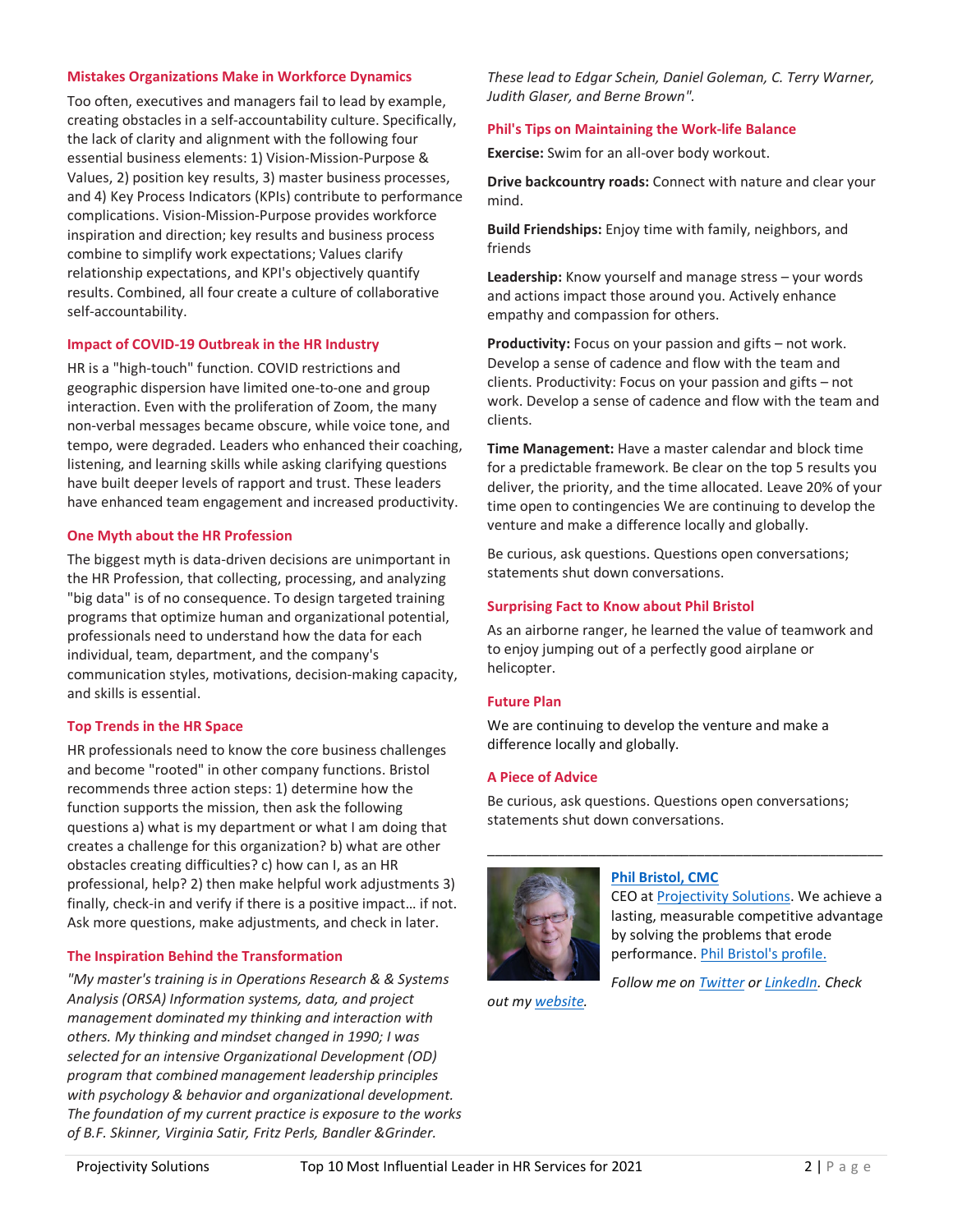### Mistakes Organizations Make in Workforce Dynamics

Too often, executives and managers fail to lead by example, creating obstacles in a self-accountability culture. Specifically, the lack of clarity and alignment with the following four essential business elements: 1) Vision-Mission-Purpose & Values, 2) position key results, 3) master business processes, and 4) Key Process Indicators (KPIs) contribute to performance complications. Vision-Mission-Purpose provides workforce inspiration and direction; key results and business process combine to simplify work expectations; Values clarify relationship expectations, and KPI's objectively quantify results. Combined, all four create a culture of collaborative self-accountability.

### Impact of COVID-19 Outbreak in the HR Industry

HR is a "high-touch" function. COVID restrictions and geographic dispersion have limited one-to-one and group interaction. Even with the proliferation of Zoom, the many non-verbal messages became obscure, while voice tone, and tempo, were degraded. Leaders who enhanced their coaching, listening, and learning skills while asking clarifying questions have built deeper levels of rapport and trust. These leaders have enhanced team engagement and increased productivity.

### One Myth about the HR Profession

The biggest myth is data-driven decisions are unimportant in the HR Profession, that collecting, processing, and analyzing "big data" is of no consequence. To design targeted training programs that optimize human and organizational potential, professionals need to understand how the data for each individual, team, department, and the company's communication styles, motivations, decision-making capacity, and skills is essential.

### Top Trends in the HR Space

HR professionals need to know the core business challenges and become "rooted" in other company functions. Bristol recommends three action steps: 1) determine how the function supports the mission, then ask the following questions a) what is my department or what I am doing that creates a challenge for this organization? b) what are other obstacles creating difficulties? c) how can I, as an HR professional, help? 2) then make helpful work adjustments 3) finally, check-in and verify if there is a positive impact… if not. Ask more questions, make adjustments, and check in later.

### The Inspiration Behind the Transformation

*"My master's training is in Operations Research & & Systems Analysis (ORSA) Information systems, data, and project management dominated my thinking and interaction with others. My thinking and mindset changed in 1990; I was selected for an intensive Organizational Development (OD) program that combined management leadership principles with psychology & behavior and organizational development. The foundation of my current practice is exposure to the works of B.F. Skinner, Virginia Satir, Fritz Perls, Bandler &Grinder. These lead to Edgar Schein, Daniel Goleman, C. Terry Warner, Judith Glaser, and Berne Brown".*

### Phil's Tips on Maintaining the Work-life Balance

**Exercise:** Swim for an all-over body workout.

**Drive backcountry roads:** Connect with nature and clear your mind.

**Build Friendships:** Enjoy time with family, neighbors, and friends

**Leadership:** Know yourself and manage stress – your words and actions impact those around you. Actively enhance empathy and compassion for others.

**Productivity:** Focus on your passion and gifts – not work. Develop a sense of cadence and flow with the team and clients. Productivity: Focus on your passion and gifts – not work. Develop a sense of cadence and flow with the team and clients.

**Time Management:** Have a master calendar and block time for a predictable framework. Be clear on the top 5 results you deliver, the priority, and the time allocated. Leave 20% of your time open to contingencies We are continuing to develop the venture and make a difference locally and globally.

Be curious, ask questions. Questions open conversations; statements shut down conversations.

### Surprising Fact to Know about Phil Bristol

As an airborne ranger, he learned the value of teamwork and to enjoy jumping out of a perfectly good airplane or helicopter.

### Future Plan

We are continuing to develop the venture and make a difference locally and globally.

### A Piece of Advice

Be curious, ask questions. Questions open conversations; statements shut down conversations.

---

**Phil Bristol, CMC**
CEO at Projectivity Solutions. We achieve a lasting, measurable competitive advantage by solving the problems that erode performance. Phil Bristol's profile.

*Follow me on Twitter or LinkedIn. Check out my website.*